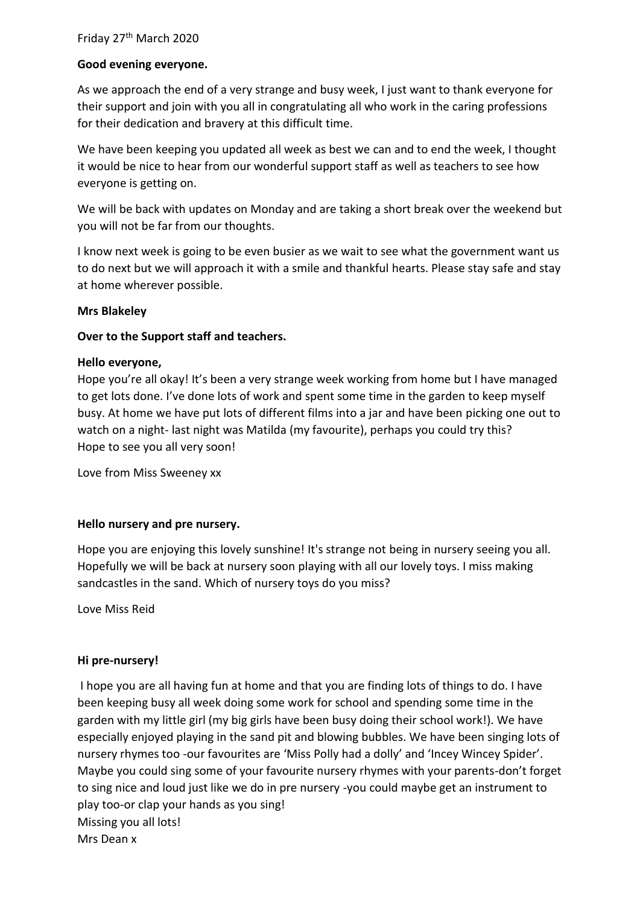Friday 27th March 2020

**Good evening everyone.**

As we approach the end of a very strange and busy week, I just want to thank everyone for their support and join with you all in congratulating all who work in the caring professions for their dedication and bravery at this difficult time.

We have been keeping you updated all week as best we can and to end the week, I thought it would be nice to hear from our wonderful support staff as well as teachers to see how everyone is getting on.

We will be back with updates on Monday and are taking a short break over the weekend but you will not be far from our thoughts.

I know next week is going to be even busier as we wait to see what the government want us to do next but we will approach it with a smile and thankful hearts. Please stay safe and stay at home wherever possible.

**Mrs Blakeley**

**Over to the Support staff and teachers.**

**Hello everyone,**

Hope you're all okay! It's been a very strange week working from home but I have managed to get lots done. I've done lots of work and spent some time in the garden to keep myself busy. At home we have put lots of different films into a jar and have been picking one out to watch on a night- last night was Matilda (my favourite), perhaps you could try this?
Hope to see you all very soon!

Love from Miss Sweeney xx

**Hello nursery and pre nursery.**

Hope you are enjoying this lovely sunshine! It's strange not being in nursery seeing you all. Hopefully we will be back at nursery soon playing with all our lovely toys. I miss making sandcastles in the sand. Which of nursery toys do you miss?

Love Miss Reid

**Hi pre-nursery!**

I hope you are all having fun at home and that you are finding lots of things to do. I have been keeping busy all week doing some work for school and spending some time in the garden with my little girl (my big girls have been busy doing their school work!). We have especially enjoyed playing in the sand pit and blowing bubbles. We have been singing lots of nursery rhymes too -our favourites are 'Miss Polly had a dolly' and 'Incey Wincey Spider'. Maybe you could sing some of your favourite nursery rhymes with your parents-don't forget to sing nice and loud just like we do in pre nursery -you could maybe get an instrument to play too-or clap your hands as you sing!
Missing you all lots!
Mrs Dean x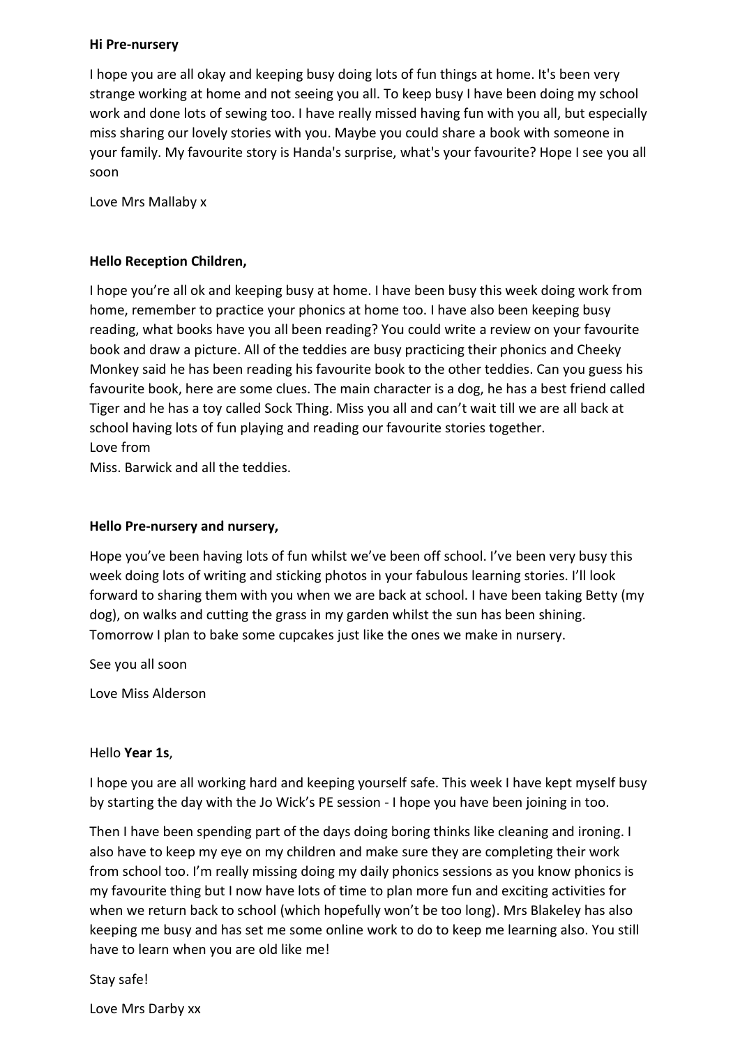**Hi Pre-nursery**

I hope you are all okay and keeping busy doing lots of fun things at home. It's been very strange working at home and not seeing you all. To keep busy I have been doing my school work and done lots of sewing too. I have really missed having fun with you all, but especially miss sharing our lovely stories with you. Maybe you could share a book with someone in your family. My favourite story is Handa's surprise, what's your favourite? Hope I see you all soon

Love Mrs Mallaby x

**Hello Reception Children,**

I hope you're all ok and keeping busy at home. I have been busy this week doing work from home, remember to practice your phonics at home too. I have also been keeping busy reading, what books have you all been reading? You could write a review on your favourite book and draw a picture. All of the teddies are busy practicing their phonics and Cheeky Monkey said he has been reading his favourite book to the other teddies. Can you guess his favourite book, here are some clues. The main character is a dog, he has a best friend called Tiger and he has a toy called Sock Thing. Miss you all and can't wait till we are all back at school having lots of fun playing and reading our favourite stories together.
Love from
Miss. Barwick and all the teddies.

**Hello Pre-nursery and nursery,**

Hope you've been having lots of fun whilst we've been off school. I've been very busy this week doing lots of writing and sticking photos in your fabulous learning stories. I'll look forward to sharing them with you when we are back at school. I have been taking Betty (my dog), on walks and cutting the grass in my garden whilst the sun has been shining. Tomorrow I plan to bake some cupcakes just like the ones we make in nursery.

See you all soon

Love Miss Alderson

Hello **Year 1s**,

I hope you are all working hard and keeping yourself safe. This week I have kept myself busy by starting the day with the Jo Wick's PE session - I hope you have been joining in too.

Then I have been spending part of the days doing boring thinks like cleaning and ironing. I also have to keep my eye on my children and make sure they are completing their work from school too. I'm really missing doing my daily phonics sessions as you know phonics is my favourite thing but I now have lots of time to plan more fun and exciting activities for when we return back to school (which hopefully won't be too long). Mrs Blakeley has also keeping me busy and has set me some online work to do to keep me learning also. You still have to learn when you are old like me!

Stay safe!

Love Mrs Darby xx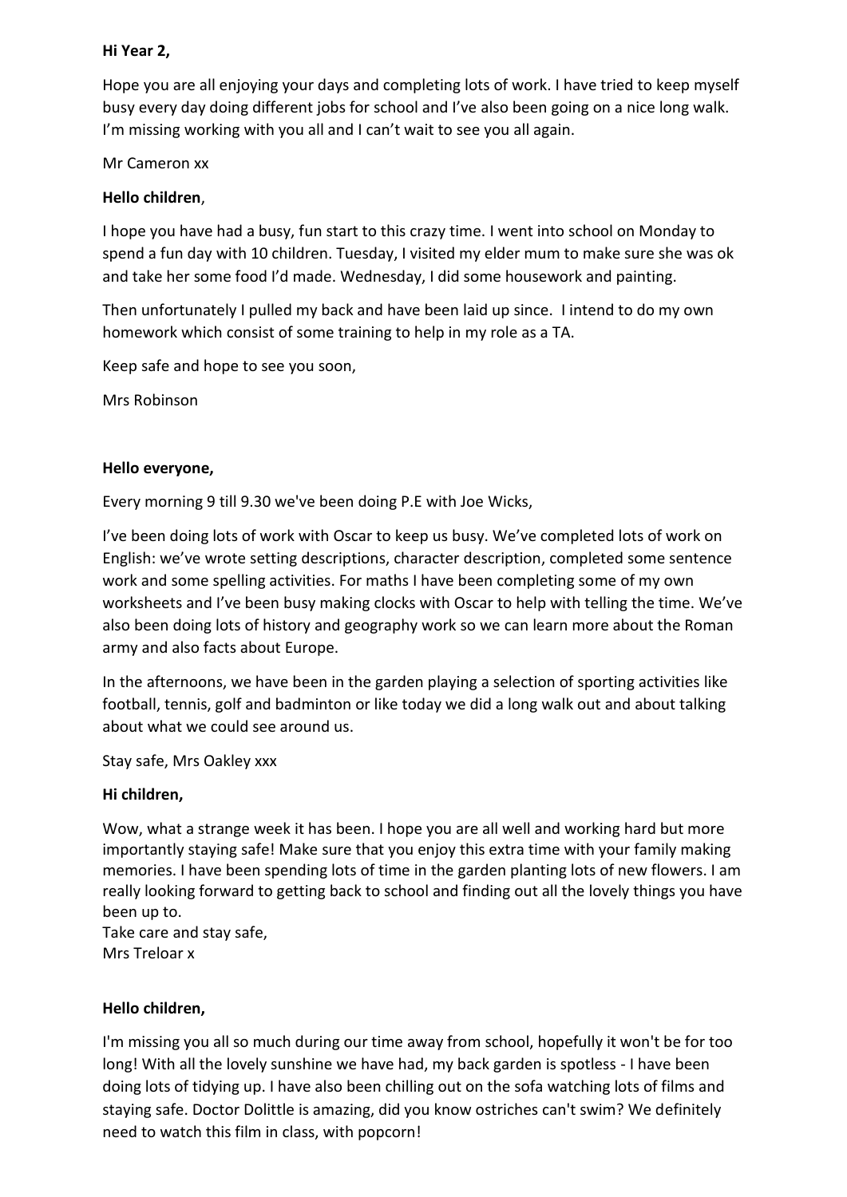**Hi Year 2,**

Hope you are all enjoying your days and completing lots of work. I have tried to keep myself busy every day doing different jobs for school and I've also been going on a nice long walk. I'm missing working with you all and I can't wait to see you all again.

Mr Cameron xx

**Hello children**,

I hope you have had a busy, fun start to this crazy time. I went into school on Monday to spend a fun day with 10 children. Tuesday, I visited my elder mum to make sure she was ok and take her some food I'd made. Wednesday, I did some housework and painting.

Then unfortunately I pulled my back and have been laid up since. I intend to do my own homework which consist of some training to help in my role as a TA.

Keep safe and hope to see you soon,

Mrs Robinson

**Hello everyone,**

Every morning 9 till 9.30 we've been doing P.E with Joe Wicks,

I've been doing lots of work with Oscar to keep us busy. We've completed lots of work on English: we've wrote setting descriptions, character description, completed some sentence work and some spelling activities. For maths I have been completing some of my own worksheets and I've been busy making clocks with Oscar to help with telling the time. We've also been doing lots of history and geography work so we can learn more about the Roman army and also facts about Europe.

In the afternoons, we have been in the garden playing a selection of sporting activities like football, tennis, golf and badminton or like today we did a long walk out and about talking about what we could see around us.

Stay safe, Mrs Oakley xxx

**Hi children,**

Wow, what a strange week it has been. I hope you are all well and working hard but more importantly staying safe! Make sure that you enjoy this extra time with your family making memories. I have been spending lots of time in the garden planting lots of new flowers. I am really looking forward to getting back to school and finding out all the lovely things you have been up to.
Take care and stay safe,
Mrs Treloar x

**Hello children,**

I'm missing you all so much during our time away from school, hopefully it won't be for too long! With all the lovely sunshine we have had, my back garden is spotless - I have been doing lots of tidying up. I have also been chilling out on the sofa watching lots of films and staying safe. Doctor Dolittle is amazing, did you know ostriches can't swim? We definitely need to watch this film in class, with popcorn!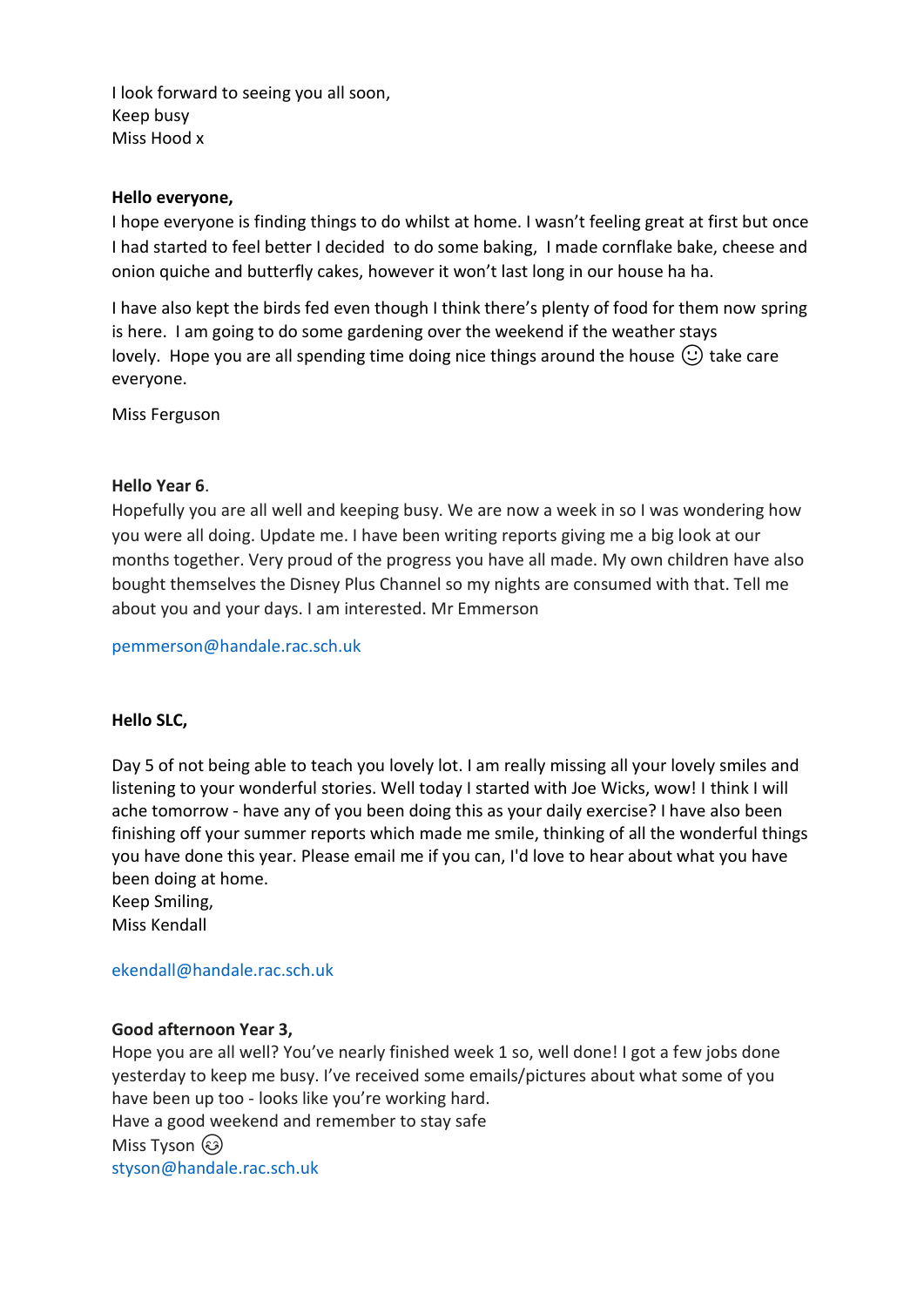I look forward to seeing you all soon,
Keep busy
Miss Hood x

**Hello everyone,**

I hope everyone is finding things to do whilst at home. I wasn't feeling great at first but once I had started to feel better I decided to do some baking, I made cornflake bake, cheese and onion quiche and butterfly cakes, however it won't last long in our house ha ha.

I have also kept the birds fed even though I think there's plenty of food for them now spring is here. I am going to do some gardening over the weekend if the weather stays lovely. Hope you are all spending time doing nice things around the house ☺ take care everyone.

Miss Ferguson

**Hello Year 6**.

Hopefully you are all well and keeping busy. We are now a week in so I was wondering how you were all doing. Update me. I have been writing reports giving me a big look at our months together. Very proud of the progress you have all made. My own children have also bought themselves the Disney Plus Channel so my nights are consumed with that. Tell me about you and your days. I am interested. Mr Emmerson

pemmerson@handale.rac.sch.uk

**Hello SLC,**

Day 5 of not being able to teach you lovely lot. I am really missing all your lovely smiles and listening to your wonderful stories. Well today I started with Joe Wicks, wow! I think I will ache tomorrow - have any of you been doing this as your daily exercise? I have also been finishing off your summer reports which made me smile, thinking of all the wonderful things you have done this year. Please email me if you can, I'd love to hear about what you have been doing at home.
Keep Smiling,
Miss Kendall

ekendall@handale.rac.sch.uk

**Good afternoon Year 3,**

Hope you are all well? You've nearly finished week 1 so, well done! I got a few jobs done yesterday to keep me busy. I've received some emails/pictures about what some of you have been up too - looks like you're working hard.
Have a good weekend and remember to stay safe
Miss Tyson 😉
styson@handale.rac.sch.uk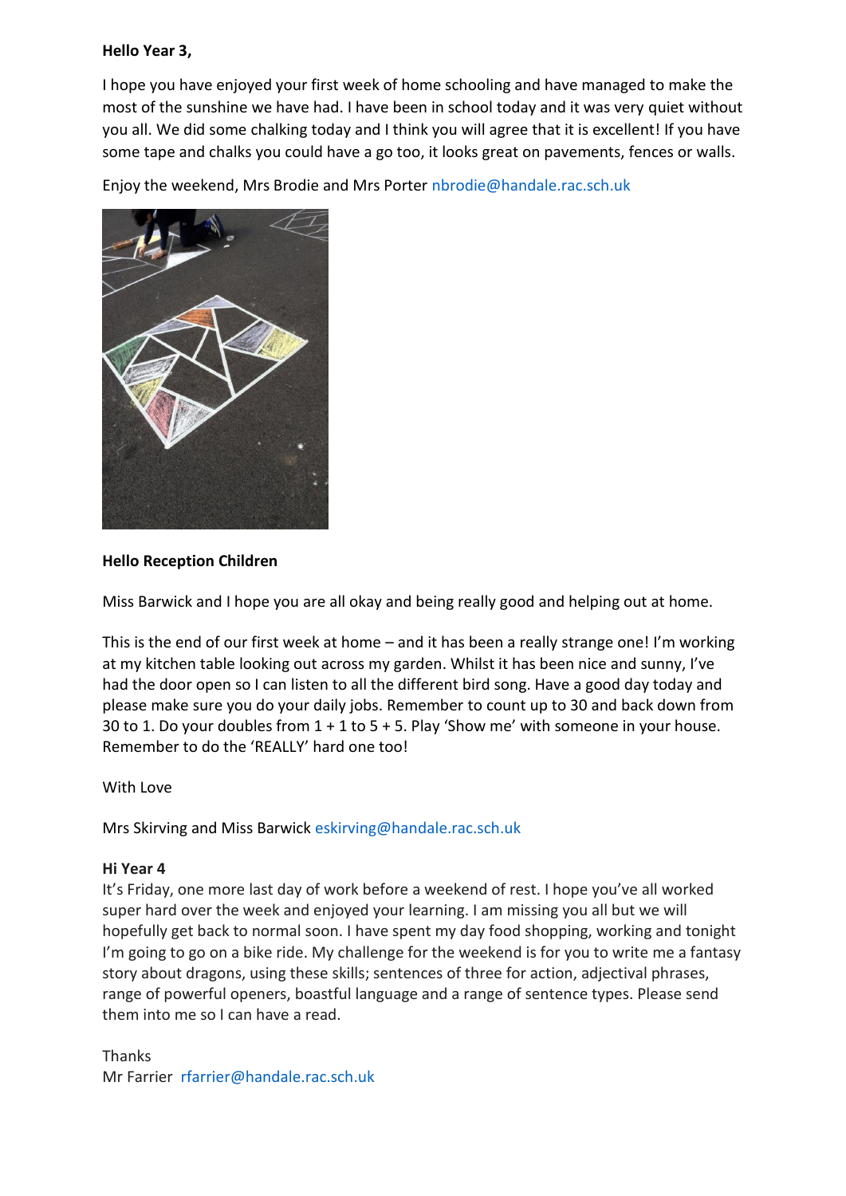**Hello Year 3,**

I hope you have enjoyed your first week of home schooling and have managed to make the most of the sunshine we have had. I have been in school today and it was very quiet without you all. We did some chalking today and I think you will agree that it is excellent! If you have some tape and chalks you could have a go too, it looks great on pavements, fences or walls.

Enjoy the weekend, Mrs Brodie and Mrs Porter nbrodie@handale.rac.sch.uk

**Hello Reception Children**

Miss Barwick and I hope you are all okay and being really good and helping out at home.

This is the end of our first week at home – and it has been a really strange one! I'm working at my kitchen table looking out across my garden. Whilst it has been nice and sunny, I've had the door open so I can listen to all the different bird song. Have a good day today and please make sure you do your daily jobs. Remember to count up to 30 and back down from 30 to 1. Do your doubles from 1 + 1 to 5 + 5. Play 'Show me' with someone in your house. Remember to do the 'REALLY' hard one too!

With Love

Mrs Skirving and Miss Barwick eskirving@handale.rac.sch.uk

**Hi Year 4**

It's Friday, one more last day of work before a weekend of rest. I hope you've all worked super hard over the week and enjoyed your learning. I am missing you all but we will hopefully get back to normal soon. I have spent my day food shopping, working and tonight I'm going to go on a bike ride. My challenge for the weekend is for you to write me a fantasy story about dragons, using these skills; sentences of three for action, adjectival phrases, range of powerful openers, boastful language and a range of sentence types. Please send them into me so I can have a read.

Thanks
Mr Farrier rfarrier@handale.rac.sch.uk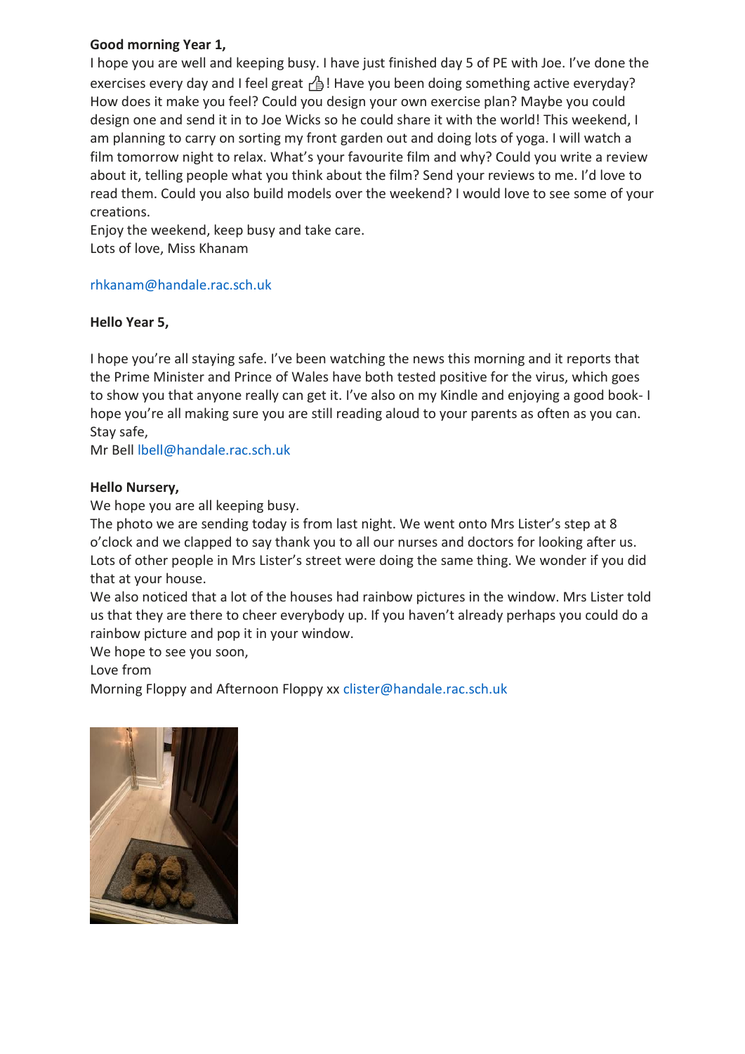**Good morning Year 1,**

I hope you are well and keeping busy. I have just finished day 5 of PE with Joe. I've done the exercises every day and I feel great 👍! Have you been doing something active everyday? How does it make you feel? Could you design your own exercise plan? Maybe you could design one and send it in to Joe Wicks so he could share it with the world! This weekend, I am planning to carry on sorting my front garden out and doing lots of yoga. I will watch a film tomorrow night to relax. What's your favourite film and why? Could you write a review about it, telling people what you think about the film? Send your reviews to me. I'd love to read them. Could you also build models over the weekend? I would love to see some of your creations.

Enjoy the weekend, keep busy and take care.

Lots of love, Miss Khanam

rhkanam@handale.rac.sch.uk

**Hello Year 5,**

I hope you're all staying safe. I've been watching the news this morning and it reports that the Prime Minister and Prince of Wales have both tested positive for the virus, which goes to show you that anyone really can get it. I've also on my Kindle and enjoying a good book- I hope you're all making sure you are still reading aloud to your parents as often as you can.

Stay safe,

Mr Bell lbell@handale.rac.sch.uk

**Hello Nursery,**

We hope you are all keeping busy.

The photo we are sending today is from last night. We went onto Mrs Lister's step at 8 o'clock and we clapped to say thank you to all our nurses and doctors for looking after us. Lots of other people in Mrs Lister's street were doing the same thing. We wonder if you did that at your house.

We also noticed that a lot of the houses had rainbow pictures in the window. Mrs Lister told us that they are there to cheer everybody up. If you haven't already perhaps you could do a rainbow picture and pop it in your window.

We hope to see you soon,

Love from

Morning Floppy and Afternoon Floppy xx clister@handale.rac.sch.uk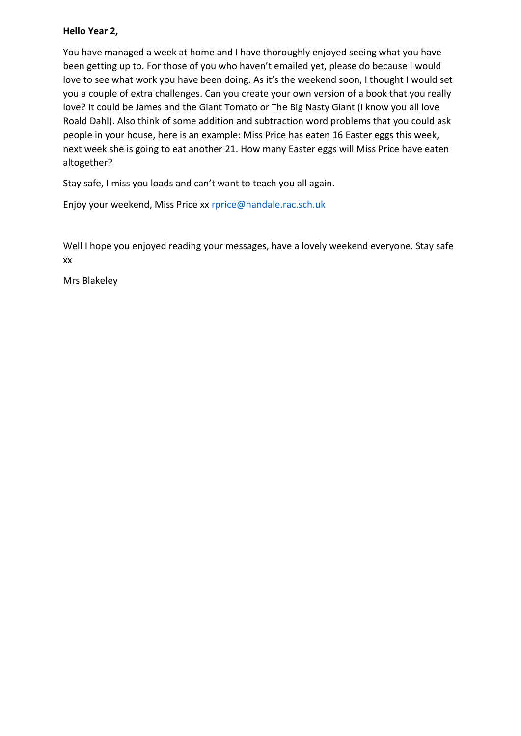**Hello Year 2,**

You have managed a week at home and I have thoroughly enjoyed seeing what you have been getting up to. For those of you who haven't emailed yet, please do because I would love to see what work you have been doing. As it's the weekend soon, I thought I would set you a couple of extra challenges. Can you create your own version of a book that you really love? It could be James and the Giant Tomato or The Big Nasty Giant (I know you all love Roald Dahl). Also think of some addition and subtraction word problems that you could ask people in your house, here is an example: Miss Price has eaten 16 Easter eggs this week, next week she is going to eat another 21. How many Easter eggs will Miss Price have eaten altogether?

Stay safe, I miss you loads and can't want to teach you all again.

Enjoy your weekend, Miss Price xx rprice@handale.rac.sch.uk

Well I hope you enjoyed reading your messages, have a lovely weekend everyone. Stay safe xx

Mrs Blakeley